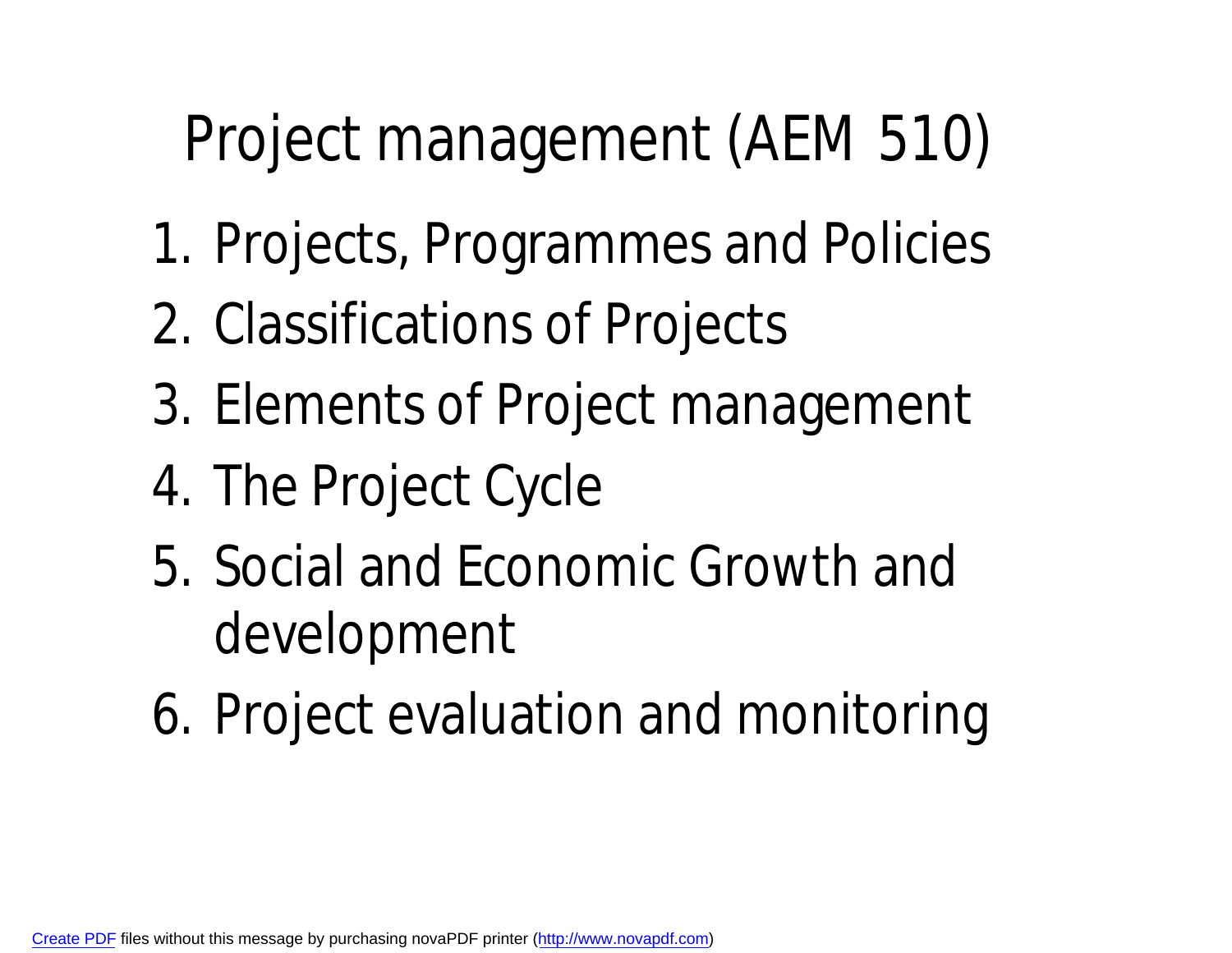# Project management (AEM 510)

1. Projects, Programmes and Policies
2. Classifications of Projects
3. Elements of Project management
4. The Project Cycle
5. Social and Economic Growth and development
6. Project evaluation and monitoring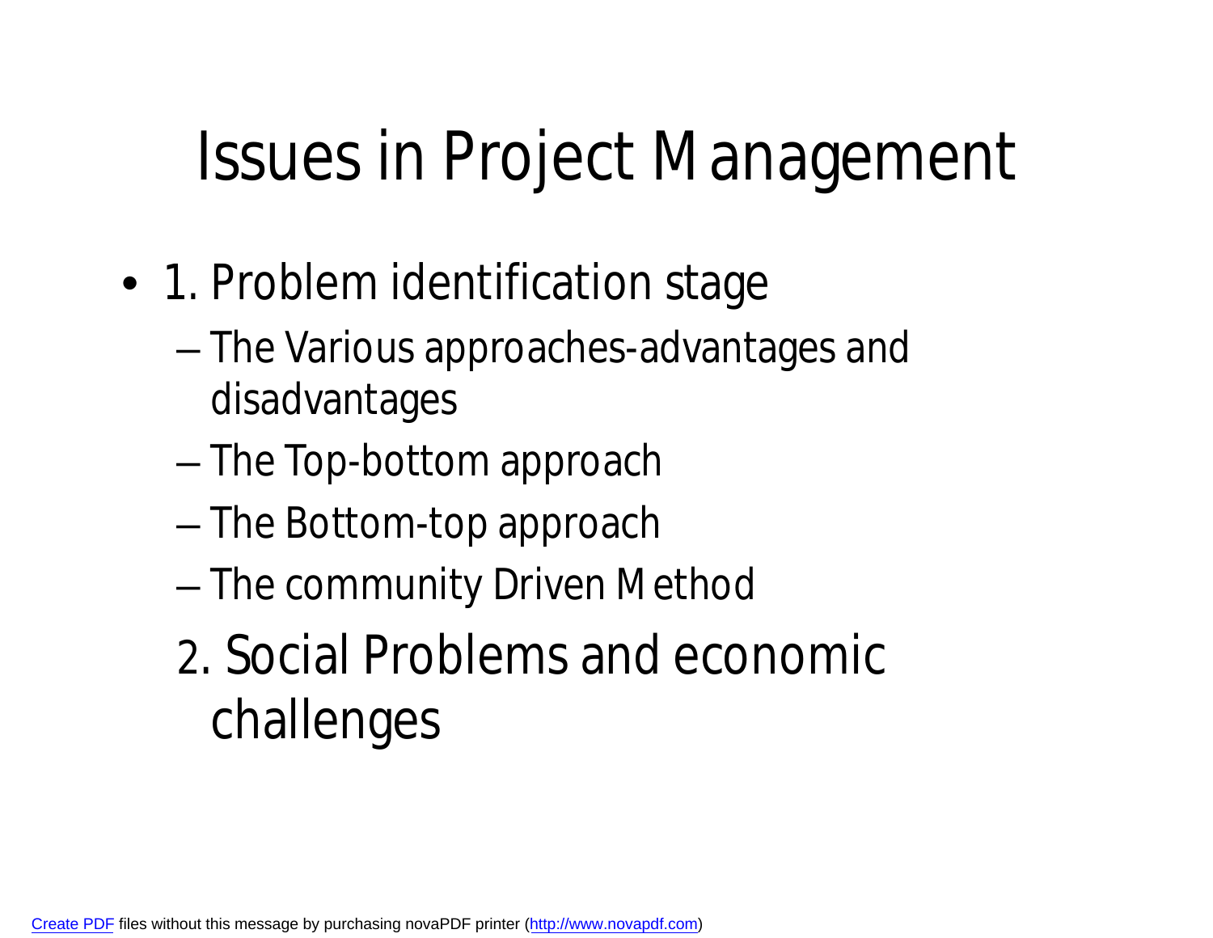# Issues in Project Management

- 1. Problem identification stage
  - The Various approaches-advantages and disadvantages
  - The Top-bottom approach
  - The Bottom-top approach
  - The community Driven Method

  2. Social Problems and economic challenges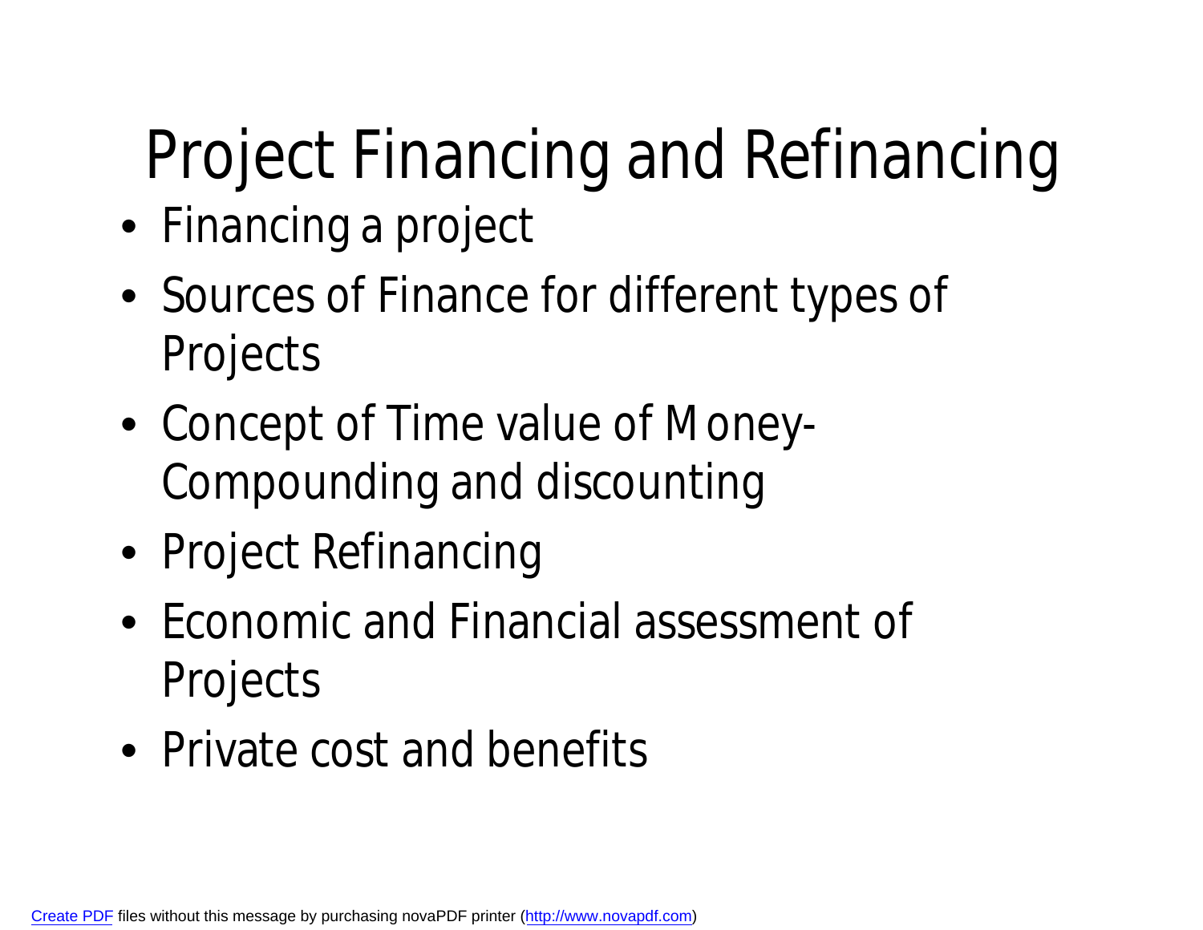# Project Financing and Refinancing

- Financing a project
- Sources of Finance for different types of Projects
- Concept of Time value of Money-Compounding and discounting
- Project Refinancing
- Economic and Financial assessment of Projects
- Private cost and benefits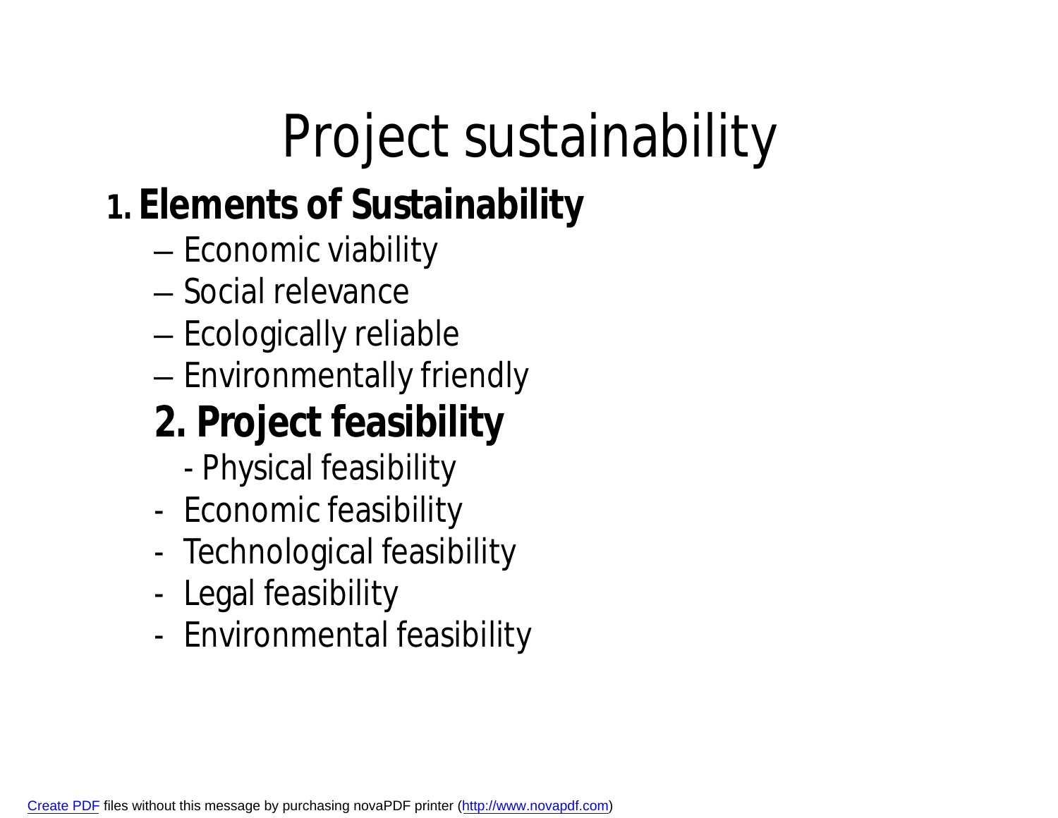# Project sustainability

## 1. Elements of Sustainability

- Economic viability
- Social relevance
- Ecologically reliable
- Environmentally friendly

## 2. Project feasibility

- Physical feasibility
- Economic feasibility
- Technological feasibility
- Legal feasibility
- Environmental feasibility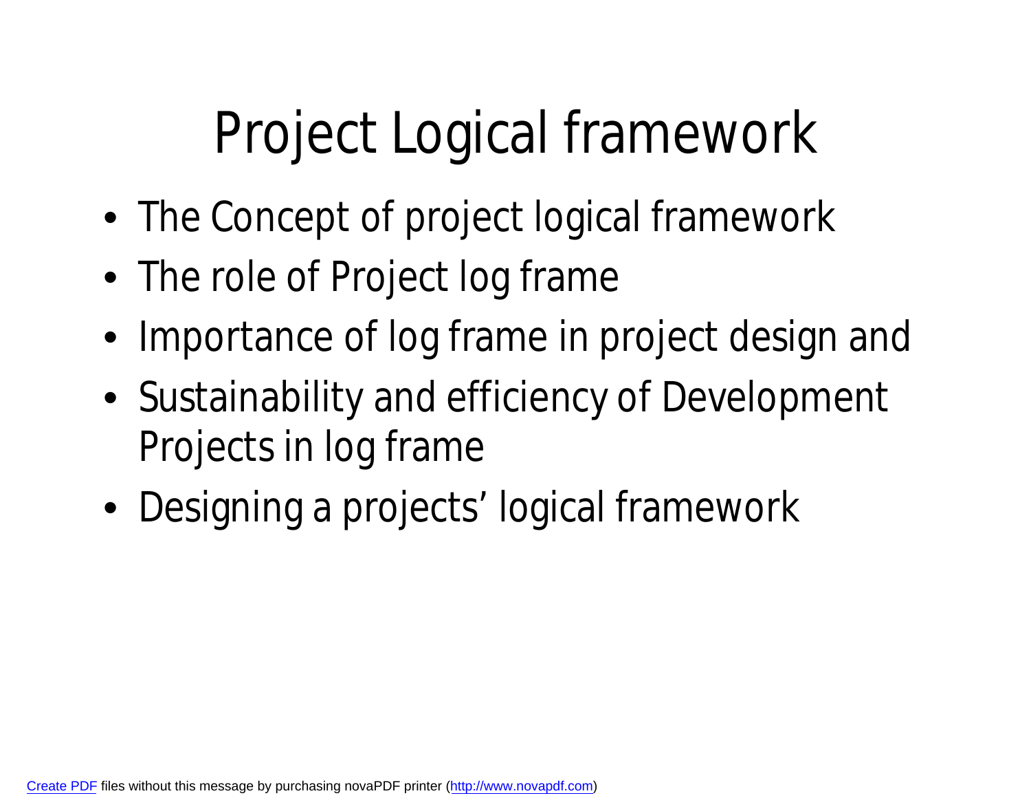# Project Logical framework

- The Concept of project logical framework
- The role of Project log frame
- Importance of log frame in project design and
- Sustainability and efficiency of Development Projects in log frame
- Designing a projects' logical framework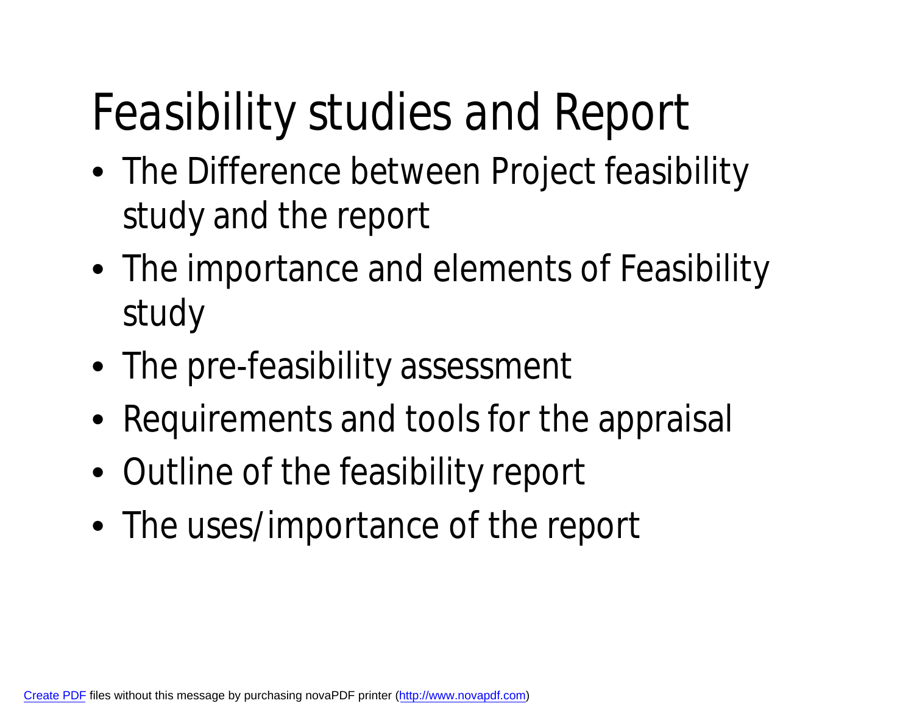# Feasibility studies and Report

- The Difference between Project feasibility study and the report
- The importance and elements of Feasibility study
- The pre-feasibility assessment
- Requirements and tools for the appraisal
- Outline of the feasibility report
- The uses/importance of the report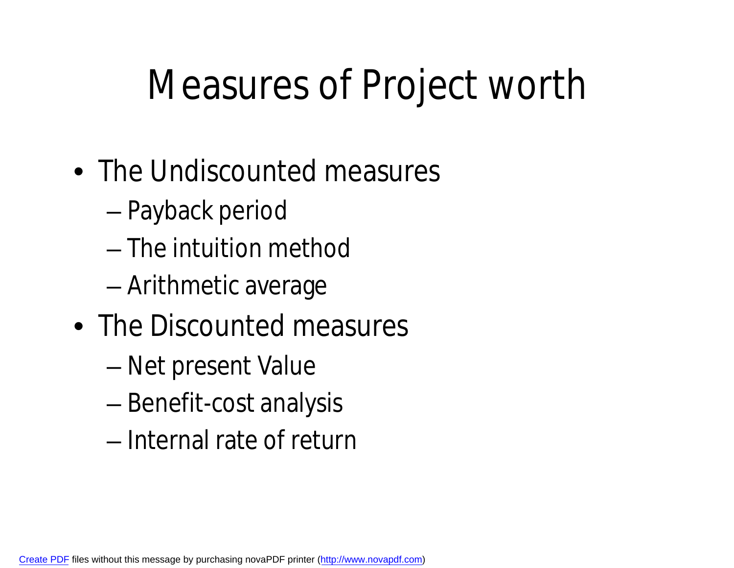# Measures of Project worth

- The Undiscounted measures
  - Payback period
  - The intuition method
  - Arithmetic average
- The Discounted measures
  - Net present Value
  - Benefit-cost analysis
  - Internal rate of return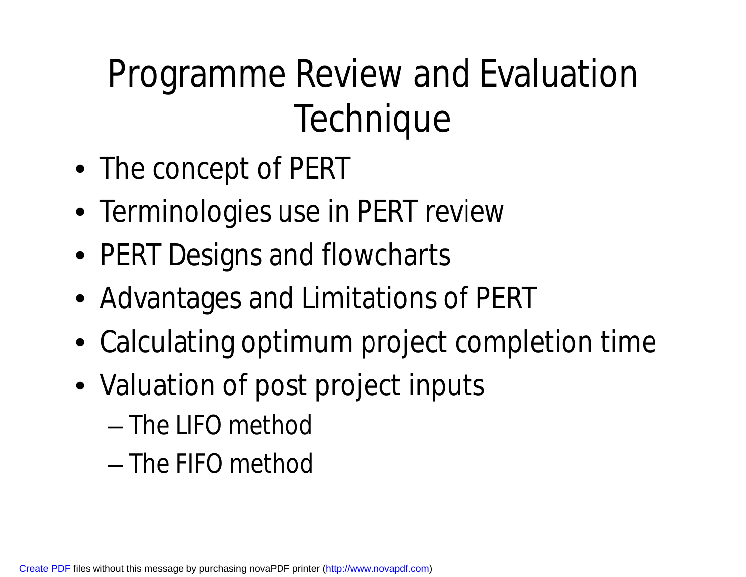# Programme Review and Evaluation Technique

- The concept of PERT
- Terminologies use in PERT review
- PERT Designs and flowcharts
- Advantages and Limitations of PERT
- Calculating optimum project completion time
- Valuation of post project inputs
  - The LIFO method
  - The FIFO method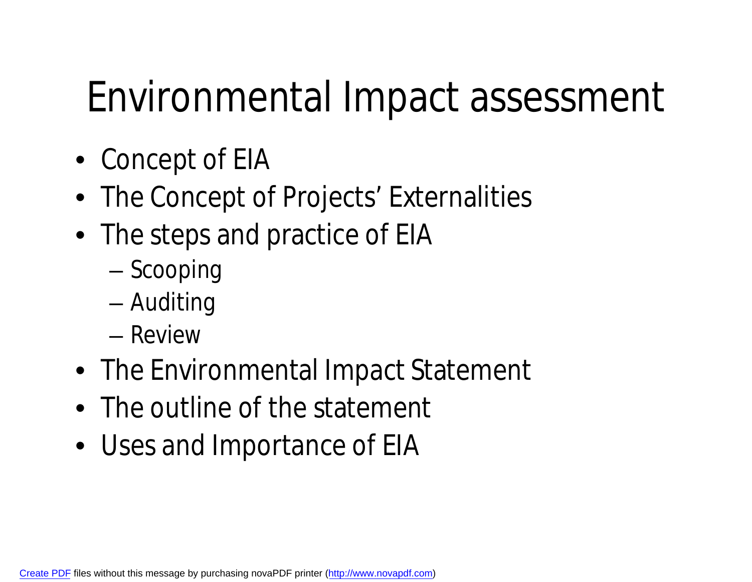# Environmental Impact assessment

- Concept of EIA
- The Concept of Projects' Externalities
- The steps and practice of EIA
  - Scooping
  - Auditing
  - Review
- The Environmental Impact Statement
- The outline of the statement
- Uses and Importance of EIA